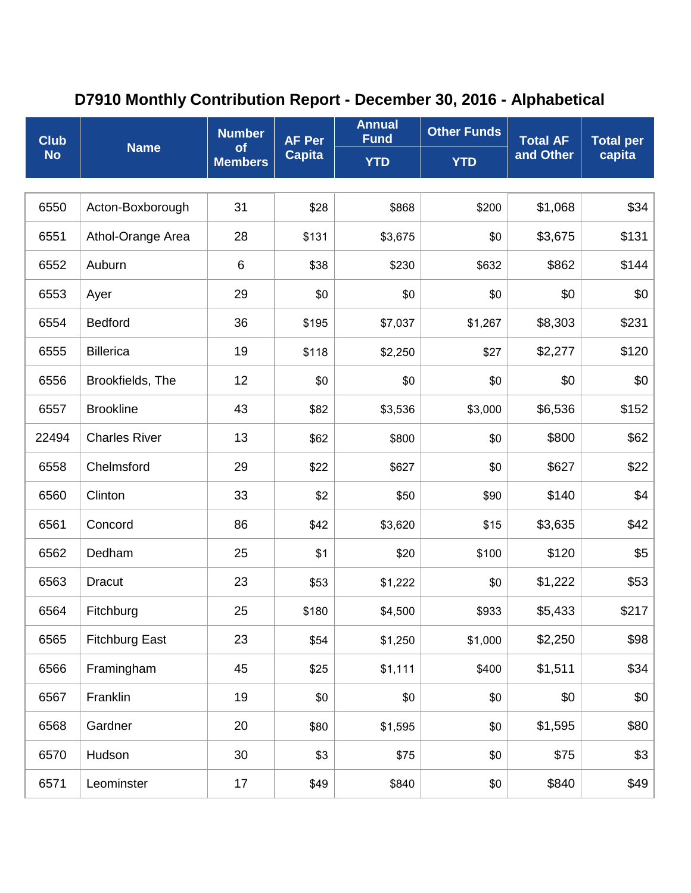# D7910 Monthly Contribution Report - December 30, 2016 - Alphabetical

| Club No | Name | Number of Members | AF Per Capita | Annual Fund | Other Funds | Total AF and Other | Total per capita |
|---|---|---|---|---|---|---|---|
| | | | | YTD | YTD | | |
| 6550 | Acton-Boxborough | 31 | $28 | $868 | $200 | $1,068 | $34 |
| 6551 | Athol-Orange Area | 28 | $131 | $3,675 | $0 | $3,675 | $131 |
| 6552 | Auburn | 6 | $38 | $230 | $632 | $862 | $144 |
| 6553 | Ayer | 29 | $0 | $0 | $0 | $0 | $0 |
| 6554 | Bedford | 36 | $195 | $7,037 | $1,267 | $8,303 | $231 |
| 6555 | Billerica | 19 | $118 | $2,250 | $27 | $2,277 | $120 |
| 6556 | Brookfields, The | 12 | $0 | $0 | $0 | $0 | $0 |
| 6557 | Brookline | 43 | $82 | $3,536 | $3,000 | $6,536 | $152 |
| 22494 | Charles River | 13 | $62 | $800 | $0 | $800 | $62 |
| 6558 | Chelmsford | 29 | $22 | $627 | $0 | $627 | $22 |
| 6560 | Clinton | 33 | $2 | $50 | $90 | $140 | $4 |
| 6561 | Concord | 86 | $42 | $3,620 | $15 | $3,635 | $42 |
| 6562 | Dedham | 25 | $1 | $20 | $100 | $120 | $5 |
| 6563 | Dracut | 23 | $53 | $1,222 | $0 | $1,222 | $53 |
| 6564 | Fitchburg | 25 | $180 | $4,500 | $933 | $5,433 | $217 |
| 6565 | Fitchburg East | 23 | $54 | $1,250 | $1,000 | $2,250 | $98 |
| 6566 | Framingham | 45 | $25 | $1,111 | $400 | $1,511 | $34 |
| 6567 | Franklin | 19 | $0 | $0 | $0 | $0 | $0 |
| 6568 | Gardner | 20 | $80 | $1,595 | $0 | $1,595 | $80 |
| 6570 | Hudson | 30 | $3 | $75 | $0 | $75 | $3 |
| 6571 | Leominster | 17 | $49 | $840 | $0 | $840 | $49 |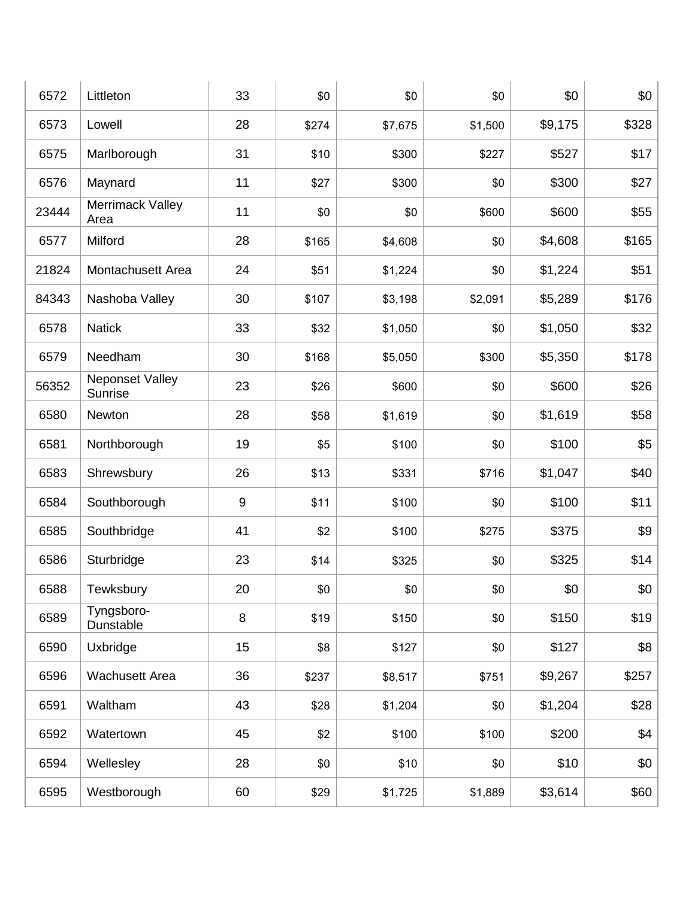| | | | | | | | |
|---|---|---|---|---|---|---|---|
| 6572 | Littleton | 33 | $0 | $0 | $0 | $0 | $0 |
| 6573 | Lowell | 28 | $274 | $7,675 | $1,500 | $9,175 | $328 |
| 6575 | Marlborough | 31 | $10 | $300 | $227 | $527 | $17 |
| 6576 | Maynard | 11 | $27 | $300 | $0 | $300 | $27 |
| 23444 | Merrimack Valley Area | 11 | $0 | $0 | $600 | $600 | $55 |
| 6577 | Milford | 28 | $165 | $4,608 | $0 | $4,608 | $165 |
| 21824 | Montachusett Area | 24 | $51 | $1,224 | $0 | $1,224 | $51 |
| 84343 | Nashoba Valley | 30 | $107 | $3,198 | $2,091 | $5,289 | $176 |
| 6578 | Natick | 33 | $32 | $1,050 | $0 | $1,050 | $32 |
| 6579 | Needham | 30 | $168 | $5,050 | $300 | $5,350 | $178 |
| 56352 | Neponset Valley Sunrise | 23 | $26 | $600 | $0 | $600 | $26 |
| 6580 | Newton | 28 | $58 | $1,619 | $0 | $1,619 | $58 |
| 6581 | Northborough | 19 | $5 | $100 | $0 | $100 | $5 |
| 6583 | Shrewsbury | 26 | $13 | $331 | $716 | $1,047 | $40 |
| 6584 | Southborough | 9 | $11 | $100 | $0 | $100 | $11 |
| 6585 | Southbridge | 41 | $2 | $100 | $275 | $375 | $9 |
| 6586 | Sturbridge | 23 | $14 | $325 | $0 | $325 | $14 |
| 6588 | Tewksbury | 20 | $0 | $0 | $0 | $0 | $0 |
| 6589 | Tyngsboro-Dunstable | 8 | $19 | $150 | $0 | $150 | $19 |
| 6590 | Uxbridge | 15 | $8 | $127 | $0 | $127 | $8 |
| 6596 | Wachusett Area | 36 | $237 | $8,517 | $751 | $9,267 | $257 |
| 6591 | Waltham | 43 | $28 | $1,204 | $0 | $1,204 | $28 |
| 6592 | Watertown | 45 | $2 | $100 | $100 | $200 | $4 |
| 6594 | Wellesley | 28 | $0 | $10 | $0 | $10 | $0 |
| 6595 | Westborough | 60 | $29 | $1,725 | $1,889 | $3,614 | $60 |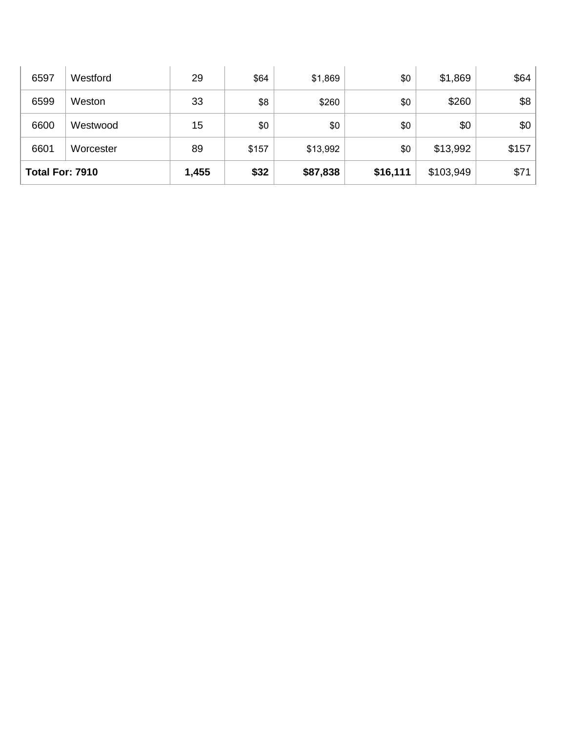| | | | | | | | |
|---|---|---|---|---|---|---|---|
| 6597 | Westford | 29 | $64 | $1,869 | $0 | $1,869 | $64 |
| 6599 | Weston | 33 | $8 | $260 | $0 | $260 | $8 |
| 6600 | Westwood | 15 | $0 | $0 | $0 | $0 | $0 |
| 6601 | Worcester | 89 | $157 | $13,992 | $0 | $13,992 | $157 |
| **Total For: 7910** | | **1,455** | **$32** | **$87,838** | **$16,111** | $103,949 | $71 |